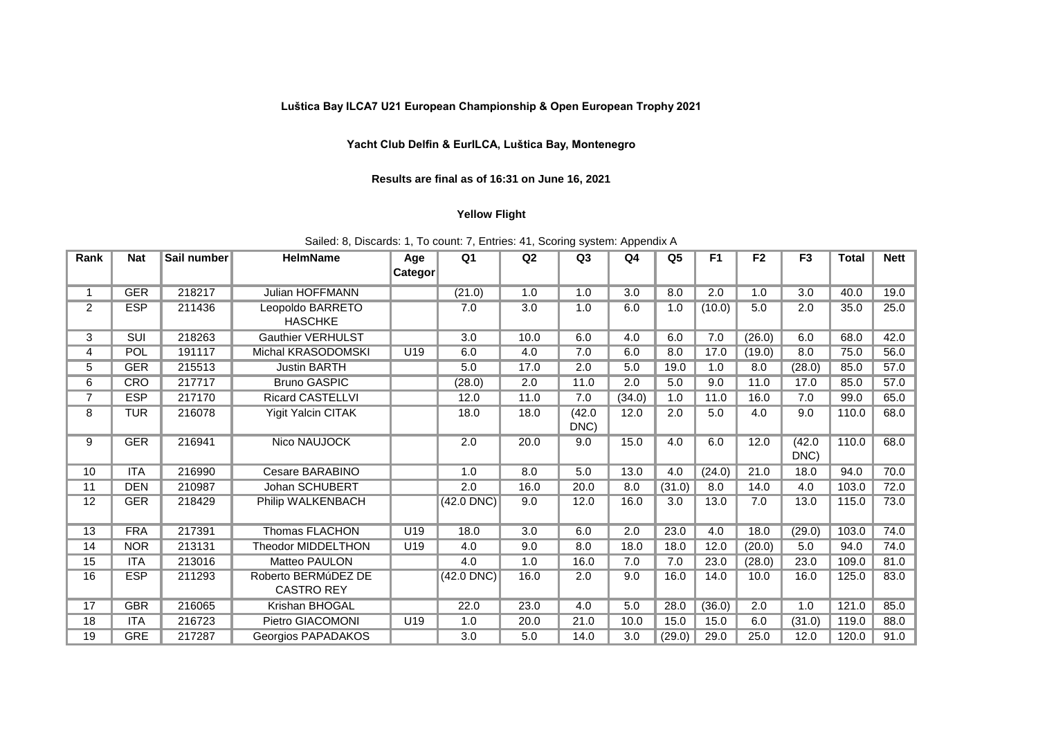**Luštica Bay ILCA7 U21 European Championship & Open European Trophy 2021**

**Yacht Club Delfin & EurILCA, Luštica Bay, Montenegro**

**Results are final as of 16:31 on June 16, 2021**

**Yellow Flight**

Sailed: 8, Discards: 1, To count: 7, Entries: 41, Scoring system: Appendix A

| Rank | Nat | Sail number | HelmName | Age Categor | Q1 | Q2 | Q3 | Q4 | Q5 | F1 | F2 | F3 | Total | Nett |
|---|---|---|---|---|---|---|---|---|---|---|---|---|---|---|
| 1 | GER | 218217 | Julian HOFFMANN | | (21.0) | 1.0 | 1.0 | 3.0 | 8.0 | 2.0 | 1.0 | 3.0 | 40.0 | 19.0 |
| 2 | ESP | 211436 | Leopoldo BARRETO HASCHKE | | 7.0 | 3.0 | 1.0 | 6.0 | 1.0 | (10.0) | 5.0 | 2.0 | 35.0 | 25.0 |
| 3 | SUI | 218263 | Gauthier VERHULST | | 3.0 | 10.0 | 6.0 | 4.0 | 6.0 | 7.0 | (26.0) | 6.0 | 68.0 | 42.0 |
| 4 | POL | 191117 | Michal KRASODOMSKI | U19 | 6.0 | 4.0 | 7.0 | 6.0 | 8.0 | 17.0 | (19.0) | 8.0 | 75.0 | 56.0 |
| 5 | GER | 215513 | Justin BARTH | | 5.0 | 17.0 | 2.0 | 5.0 | 19.0 | 1.0 | 8.0 | (28.0) | 85.0 | 57.0 |
| 6 | CRO | 217717 | Bruno GASPIC | | (28.0) | 2.0 | 11.0 | 2.0 | 5.0 | 9.0 | 11.0 | 17.0 | 85.0 | 57.0 |
| 7 | ESP | 217170 | Ricard CASTELLVI | | 12.0 | 11.0 | 7.0 | (34.0) | 1.0 | 11.0 | 16.0 | 7.0 | 99.0 | 65.0 |
| 8 | TUR | 216078 | Yigit Yalcin CITAK | | 18.0 | 18.0 | (42.0 DNC) | 12.0 | 2.0 | 5.0 | 4.0 | 9.0 | 110.0 | 68.0 |
| 9 | GER | 216941 | Nico NAUJOCK | | 2.0 | 20.0 | 9.0 | 15.0 | 4.0 | 6.0 | 12.0 | (42.0 DNC) | 110.0 | 68.0 |
| 10 | ITA | 216990 | Cesare BARABINO | | 1.0 | 8.0 | 5.0 | 13.0 | 4.0 | (24.0) | 21.0 | 18.0 | 94.0 | 70.0 |
| 11 | DEN | 210987 | Johan SCHUBERT | | 2.0 | 16.0 | 20.0 | 8.0 | (31.0) | 8.0 | 14.0 | 4.0 | 103.0 | 72.0 |
| 12 | GER | 218429 | Philip WALKENBACH | | (42.0 DNC) | 9.0 | 12.0 | 16.0 | 3.0 | 13.0 | 7.0 | 13.0 | 115.0 | 73.0 |
| 13 | FRA | 217391 | Thomas FLACHON | U19 | 18.0 | 3.0 | 6.0 | 2.0 | 23.0 | 4.0 | 18.0 | (29.0) | 103.0 | 74.0 |
| 14 | NOR | 213131 | Theodor MIDDELTHON | U19 | 4.0 | 9.0 | 8.0 | 18.0 | 18.0 | 12.0 | (20.0) | 5.0 | 94.0 | 74.0 |
| 15 | ITA | 213016 | Matteo PAULON | | 4.0 | 1.0 | 16.0 | 7.0 | 7.0 | 23.0 | (28.0) | 23.0 | 109.0 | 81.0 |
| 16 | ESP | 211293 | Roberto BERMúDEZ DE CASTRO REY | | (42.0 DNC) | 16.0 | 2.0 | 9.0 | 16.0 | 14.0 | 10.0 | 16.0 | 125.0 | 83.0 |
| 17 | GBR | 216065 | Krishan BHOGAL | | 22.0 | 23.0 | 4.0 | 5.0 | 28.0 | (36.0) | 2.0 | 1.0 | 121.0 | 85.0 |
| 18 | ITA | 216723 | Pietro GIACOMONI | U19 | 1.0 | 20.0 | 21.0 | 10.0 | 15.0 | 15.0 | 6.0 | (31.0) | 119.0 | 88.0 |
| 19 | GRE | 217287 | Georgios PAPADAKOS | | 3.0 | 5.0 | 14.0 | 3.0 | (29.0) | 29.0 | 25.0 | 12.0 | 120.0 | 91.0 |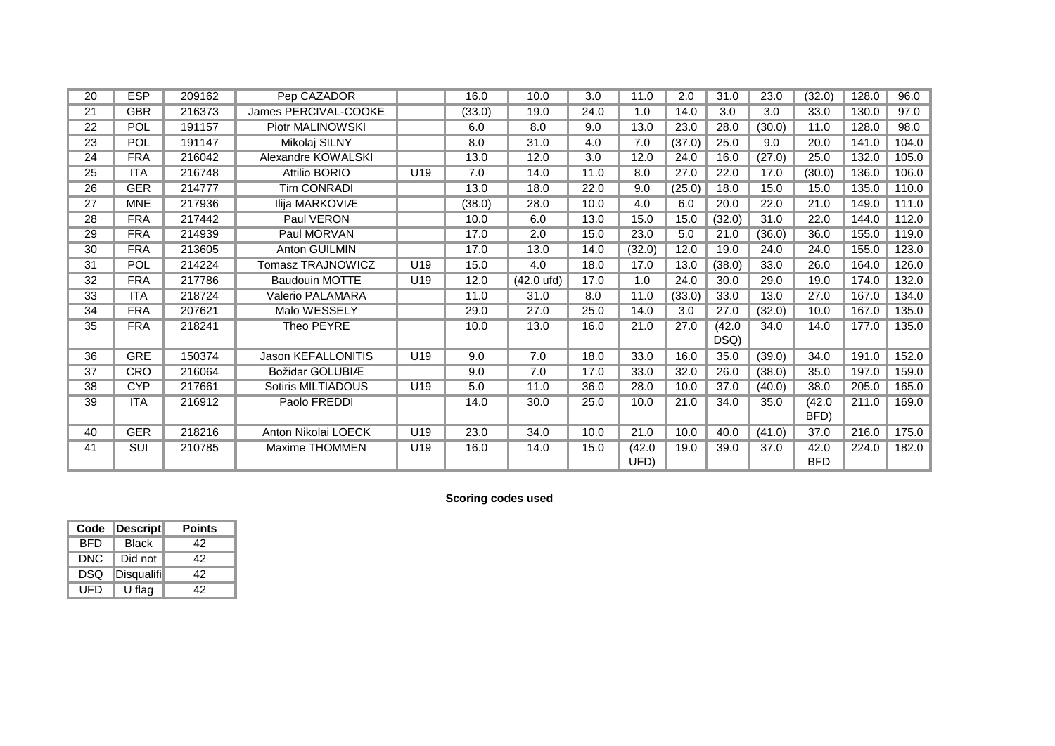| | | | | | | | | | | | | | | | |
|---|---|---|---|---|---|---|---|---|---|---|---|---|---|---|---|
| 20 | ESP | 209162 | Pep CAZADOR | | 16.0 | 10.0 | 3.0 | 11.0 | 2.0 | 31.0 | 23.0 | (32.0) | 128.0 | 96.0 |
| 21 | GBR | 216373 | James PERCIVAL-COOKE | | (33.0) | 19.0 | 24.0 | 1.0 | 14.0 | 3.0 | 3.0 | 33.0 | 130.0 | 97.0 |
| 22 | POL | 191157 | Piotr MALINOWSKI | | 6.0 | 8.0 | 9.0 | 13.0 | 23.0 | 28.0 | (30.0) | 11.0 | 128.0 | 98.0 |
| 23 | POL | 191147 | Mikolaj SILNY | | 8.0 | 31.0 | 4.0 | 7.0 | (37.0) | 25.0 | 9.0 | 20.0 | 141.0 | 104.0 |
| 24 | FRA | 216042 | Alexandre KOWALSKI | | 13.0 | 12.0 | 3.0 | 12.0 | 24.0 | 16.0 | (27.0) | 25.0 | 132.0 | 105.0 |
| 25 | ITA | 216748 | Attilio BORIO | U19 | 7.0 | 14.0 | 11.0 | 8.0 | 27.0 | 22.0 | 17.0 | (30.0) | 136.0 | 106.0 |
| 26 | GER | 214777 | Tim CONRADI | | 13.0 | 18.0 | 22.0 | 9.0 | (25.0) | 18.0 | 15.0 | 15.0 | 135.0 | 110.0 |
| 27 | MNE | 217936 | Ilija MARKOVIÆ | | (38.0) | 28.0 | 10.0 | 4.0 | 6.0 | 20.0 | 22.0 | 21.0 | 149.0 | 111.0 |
| 28 | FRA | 217442 | Paul VERON | | 10.0 | 6.0 | 13.0 | 15.0 | 15.0 | (32.0) | 31.0 | 22.0 | 144.0 | 112.0 |
| 29 | FRA | 214939 | Paul MORVAN | | 17.0 | 2.0 | 15.0 | 23.0 | 5.0 | 21.0 | (36.0) | 36.0 | 155.0 | 119.0 |
| 30 | FRA | 213605 | Anton GUILMIN | | 17.0 | 13.0 | 14.0 | (32.0) | 12.0 | 19.0 | 24.0 | 24.0 | 155.0 | 123.0 |
| 31 | POL | 214224 | Tomasz TRAJNOWICZ | U19 | 15.0 | 4.0 | 18.0 | 17.0 | 13.0 | (38.0) | 33.0 | 26.0 | 164.0 | 126.0 |
| 32 | FRA | 217786 | Baudouin MOTTE | U19 | 12.0 | (42.0 ufd) | 17.0 | 1.0 | 24.0 | 30.0 | 29.0 | 19.0 | 174.0 | 132.0 |
| 33 | ITA | 218724 | Valerio PALAMARA | | 11.0 | 31.0 | 8.0 | 11.0 | (33.0) | 33.0 | 13.0 | 27.0 | 167.0 | 134.0 |
| 34 | FRA | 207621 | Malo WESSELY | | 29.0 | 27.0 | 25.0 | 14.0 | 3.0 | 27.0 | (32.0) | 10.0 | 167.0 | 135.0 |
| 35 | FRA | 218241 | Theo PEYRE | | 10.0 | 13.0 | 16.0 | 21.0 | 27.0 | (42.0 DSQ) | 34.0 | 14.0 | 177.0 | 135.0 |
| 36 | GRE | 150374 | Jason KEFALLONITIS | U19 | 9.0 | 7.0 | 18.0 | 33.0 | 16.0 | 35.0 | (39.0) | 34.0 | 191.0 | 152.0 |
| 37 | CRO | 216064 | Božidar GOLUBIÆ | | 9.0 | 7.0 | 17.0 | 33.0 | 32.0 | 26.0 | (38.0) | 35.0 | 197.0 | 159.0 |
| 38 | CYP | 217661 | Sotiris MILTIADOUS | U19 | 5.0 | 11.0 | 36.0 | 28.0 | 10.0 | 37.0 | (40.0) | 38.0 | 205.0 | 165.0 |
| 39 | ITA | 216912 | Paolo FREDDI | | 14.0 | 30.0 | 25.0 | 10.0 | 21.0 | 34.0 | 35.0 | (42.0 BFD) | 211.0 | 169.0 |
| 40 | GER | 218216 | Anton Nikolai LOECK | U19 | 23.0 | 34.0 | 10.0 | 21.0 | 10.0 | 40.0 | (41.0) | 37.0 | 216.0 | 175.0 |
| 41 | SUI | 210785 | Maxime THOMMEN | U19 | 16.0 | 14.0 | 15.0 | (42.0 UFD) | 19.0 | 39.0 | 37.0 | 42.0 BFD | 224.0 | 182.0 |

**Scoring codes used**

| Code | Descript | Points |
|---|---|---|
| BFD | Black | 42 |
| DNC | Did not | 42 |
| DSQ | Disqualifi | 42 |
| UFD | U flag | 42 |